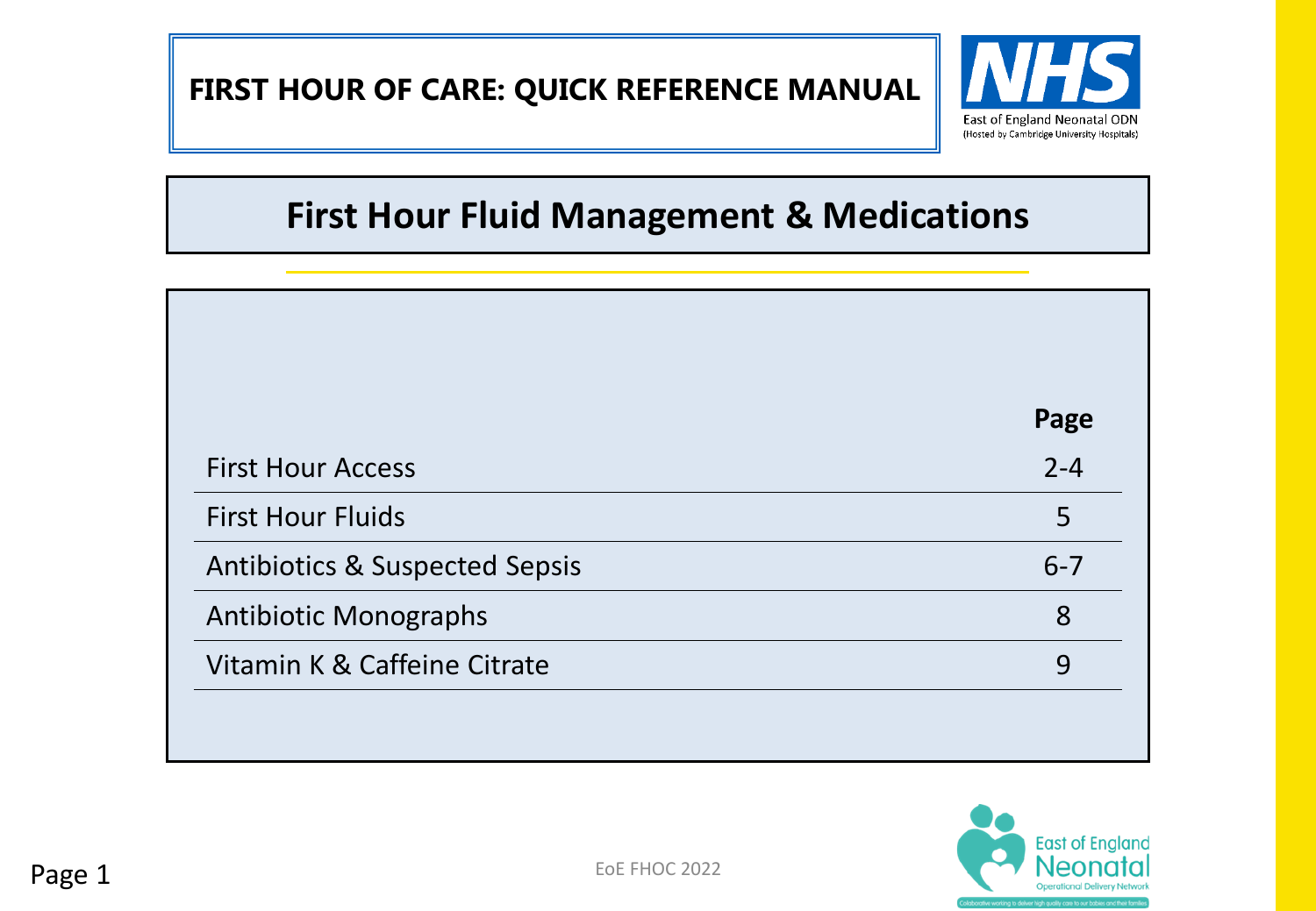# FIRST HOUR OF CARE: QUICK REFERENCE MANUAL

East of England Neonatal ODN (Hosted by Cambridge University Hospitals)

## First Hour Fluid Management & Medications

| | Page |
|---|---|
| First Hour Access | 2-4 |
| First Hour Fluids | 5 |
| Antibiotics & Suspected Sepsis | 6-7 |
| Antibiotic Monographs | 8 |
| Vitamin K & Caffeine Citrate | 9 |

EoE FHOC 2022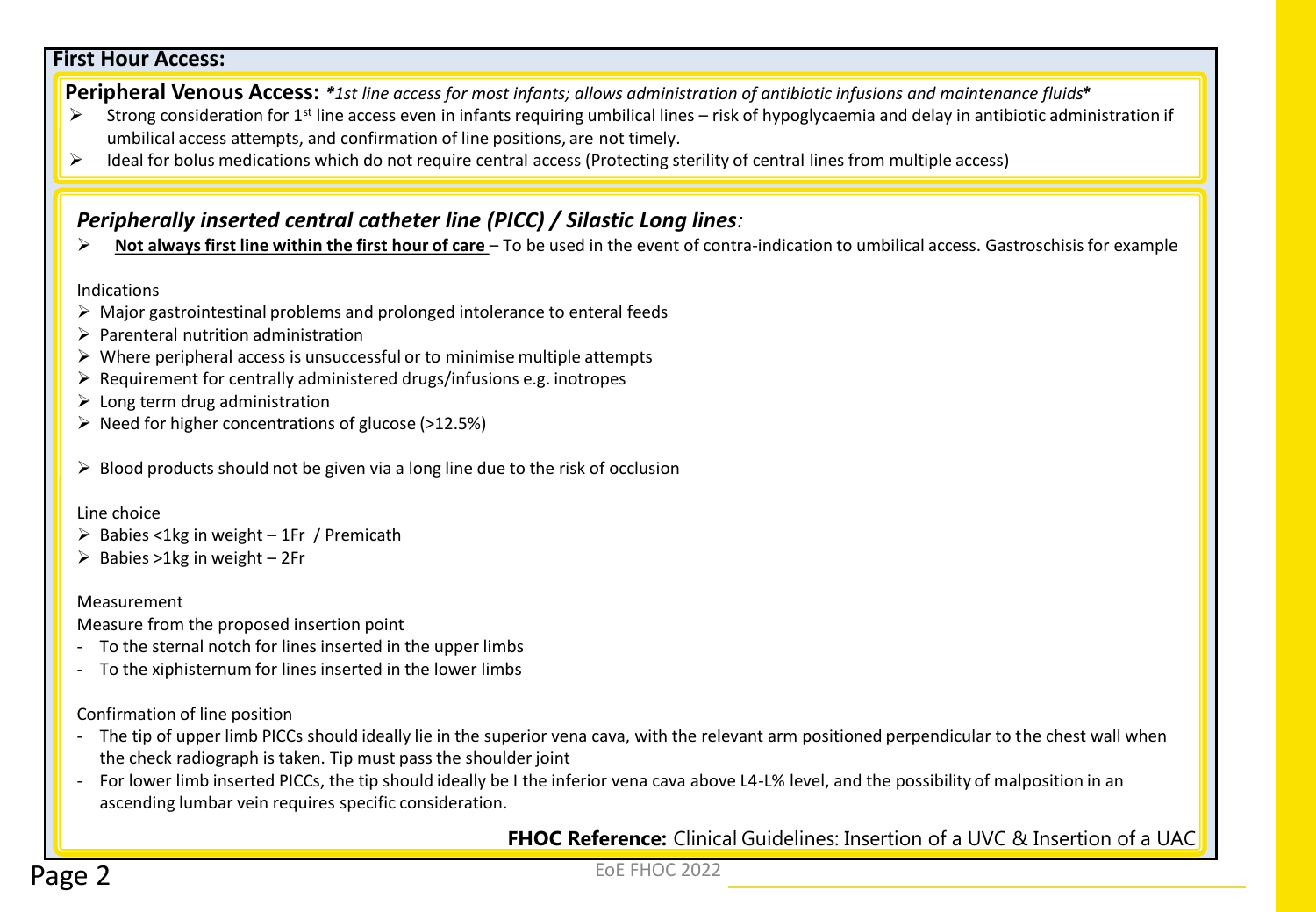## First Hour Access:

### Peripheral Venous Access: *\*1st line access for most infants; allows administration of antibiotic infusions and maintenance fluids\**

- Strong consideration for 1st line access even in infants requiring umbilical lines – risk of hypoglycaemia and delay in antibiotic administration if umbilical access attempts, and confirmation of line positions, are not timely.
- Ideal for bolus medications which do not require central access (Protecting sterility of central lines from multiple access)

### *Peripherally inserted central catheter line (PICC) / Silastic Long lines:*

- **Not always first line within the first hour of care** – To be used in the event of contra-indication to umbilical access. Gastroschisis for example

Indications

- Major gastrointestinal problems and prolonged intolerance to enteral feeds
- Parenteral nutrition administration
- Where peripheral access is unsuccessful or to minimise multiple attempts
- Requirement for centrally administered drugs/infusions e.g. inotropes
- Long term drug administration
- Need for higher concentrations of glucose (>12.5%)

- Blood products should not be given via a long line due to the risk of occlusion

Line choice

- Babies <1kg in weight – 1Fr / Premicath
- Babies >1kg in weight – 2Fr

Measurement

Measure from the proposed insertion point

- To the sternal notch for lines inserted in the upper limbs
- To the xiphisternum for lines inserted in the lower limbs

Confirmation of line position

- The tip of upper limb PICCs should ideally lie in the superior vena cava, with the relevant arm positioned perpendicular to the chest wall when the check radiograph is taken. Tip must pass the shoulder joint
- For lower limb inserted PICCs, the tip should ideally be I the inferior vena cava above L4-L% level, and the possibility of malposition in an ascending lumbar vein requires specific consideration.

**FHOC Reference:** Clinical Guidelines: Insertion of a UVC & Insertion of a UAC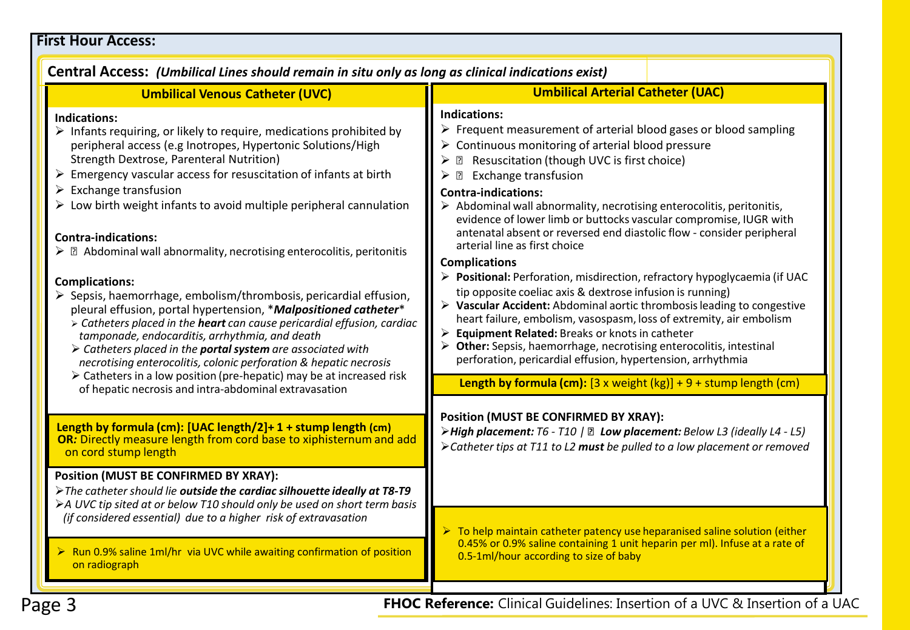## First Hour Access:

### Central Access: *(Umbilical Lines should remain in situ only as long as clinical indications exist)*

### Umbilical Venous Catheter (UVC)

**Indications:**

- Infants requiring, or likely to require, medications prohibited by peripheral access (e.g Inotropes, Hypertonic Solutions/High Strength Dextrose, Parenteral Nutrition)
- Emergency vascular access for resuscitation of infants at birth
- Exchange transfusion
- Low birth weight infants to avoid multiple peripheral cannulation

**Contra-indications:**

- Abdominal wall abnormality, necrotising enterocolitis, peritonitis

**Complications:**

- Sepsis, haemorrhage, embolism/thrombosis, pericardial effusion, pleural effusion, portal hypertension, **Malpositioned catheter*
  - *Catheters placed in the **heart** can cause pericardial effusion, cardiac tamponade, endocarditis, arrhythmia, and death*
  - *Catheters placed in the **portal system** are associated with necrotising enterocolitis, colonic perforation & hepatic necrosis*
  - Catheters in a low position (pre-hepatic) may be at increased risk of hepatic necrosis and intra-abdominal extravasation

**Length by formula (cm): [UAC length/2]+ 1 + stump length (cm)**
**OR:** Directly measure length from cord base to xiphisternum and add on cord stump length

**Position (MUST BE CONFIRMED BY XRAY):**

- *The catheter should lie **outside the cardiac silhouette ideally at T8-T9***
- *A UVC tip sited at or below T10 should only be used on short term basis (if considered essential) due to a higher risk of extravasation*

- Run 0.9% saline 1ml/hr via UVC while awaiting confirmation of position on radiograph

### Umbilical Arterial Catheter (UAC)

**Indications:**

- Frequent measurement of arterial blood gases or blood sampling
- Continuous monitoring of arterial blood pressure
- Resuscitation (though UVC is first choice)
- Exchange transfusion

**Contra-indications:**

- Abdominal wall abnormality, necrotising enterocolitis, peritonitis, evidence of lower limb or buttocks vascular compromise, IUGR with antenatal absent or reversed end diastolic flow - consider peripheral arterial line as first choice

**Complications**

- **Positional:** Perforation, misdirection, refractory hypoglycaemia (if UAC tip opposite coeliac axis & dextrose infusion is running)
- **Vascular Accident:** Abdominal aortic thrombosis leading to congestive heart failure, embolism, vasospasm, loss of extremity, air embolism
- **Equipment Related:** Breaks or knots in catheter
- **Other:** Sepsis, haemorrhage, necrotising enterocolitis, intestinal perforation, pericardial effusion, hypertension, arrhythmia

**Length by formula (cm):** [3 x weight (kg)] + 9 + stump length (cm)

**Position (MUST BE CONFIRMED BY XRAY):**

- ***High placement:** T6 - T10 | **Low placement:** Below L3 (ideally L4 - L5)*
- *Catheter tips at T11 to L2 **must** be pulled to a low placement or removed*

- To help maintain catheter patency use heparanised saline solution (either 0.45% or 0.9% saline containing 1 unit heparin per ml). Infuse at a rate of 0.5-1ml/hour according to size of baby

**FHOC Reference:** Clinical Guidelines: Insertion of a UVC & Insertion of a UAC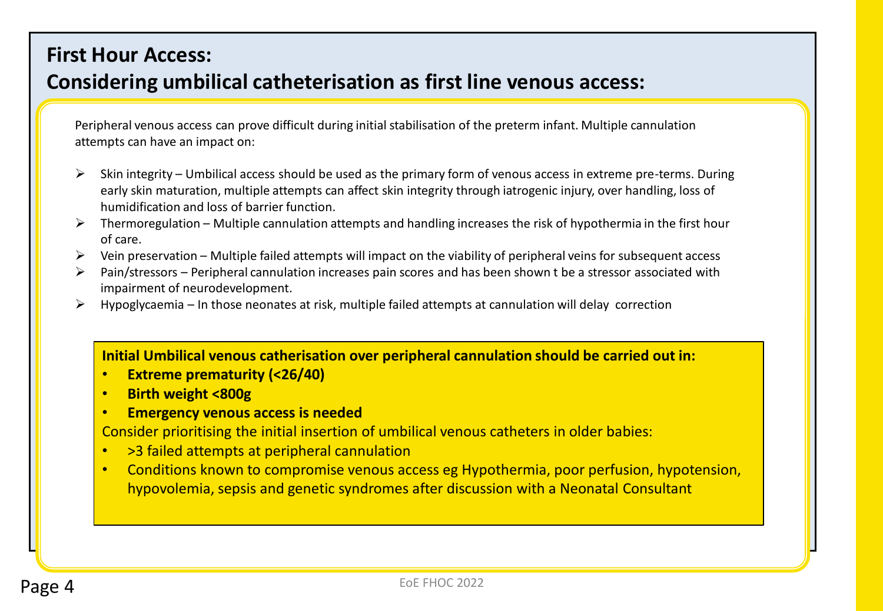# First Hour Access:
# Considering umbilical catheterisation as first line venous access:

Peripheral venous access can prove difficult during initial stabilisation of the preterm infant. Multiple cannulation attempts can have an impact on:

- Skin integrity – Umbilical access should be used as the primary form of venous access in extreme pre-terms. During early skin maturation, multiple attempts can affect skin integrity through iatrogenic injury, over handling, loss of humidification and loss of barrier function.
- Thermoregulation – Multiple cannulation attempts and handling increases the risk of hypothermia in the first hour of care.
- Vein preservation – Multiple failed attempts will impact on the viability of peripheral veins for subsequent access
- Pain/stressors – Peripheral cannulation increases pain scores and has been shown t be a stressor associated with impairment of neurodevelopment.
- Hypoglycaemia – In those neonates at risk, multiple failed attempts at cannulation will delay correction

**Initial Umbilical venous catherisation over peripheral cannulation should be carried out in:**

- **Extreme prematurity (<26/40)**
- **Birth weight <800g**
- **Emergency venous access is needed**

Consider prioritising the initial insertion of umbilical venous catheters in older babies:

- >3 failed attempts at peripheral cannulation
- Conditions known to compromise venous access eg Hypothermia, poor perfusion, hypotension, hypovolemia, sepsis and genetic syndromes after discussion with a Neonatal Consultant

EoE FHOC 2022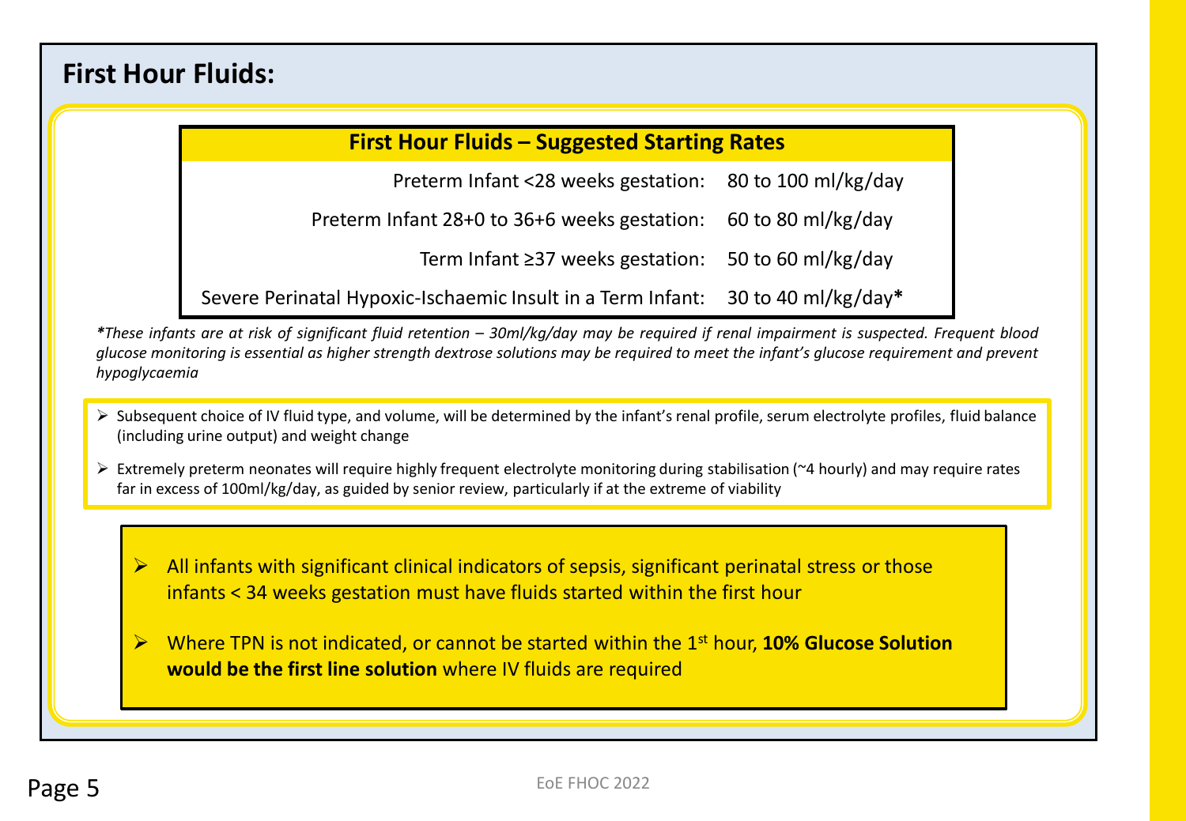## First Hour Fluids:

| First Hour Fluids – Suggested Starting Rates | |
|---|---|
| Preterm Infant <28 weeks gestation: | 80 to 100 ml/kg/day |
| Preterm Infant 28+0 to 36+6 weeks gestation: | 60 to 80 ml/kg/day |
| Term Infant ≥37 weeks gestation: | 50 to 60 ml/kg/day |
| Severe Perinatal Hypoxic-Ischaemic Insult in a Term Infant: | 30 to 40 ml/kg/day**\*** |

***\****_These infants are at risk of significant fluid retention – 30ml/kg/day may be required if renal impairment is suspected. Frequent blood glucose monitoring is essential as higher strength dextrose solutions may be required to meet the infant's glucose requirement and prevent hypoglycaemia_

- Subsequent choice of IV fluid type, and volume, will be determined by the infant's renal profile, serum electrolyte profiles, fluid balance (including urine output) and weight change
- Extremely preterm neonates will require highly frequent electrolyte monitoring during stabilisation (~4 hourly) and may require rates far in excess of 100ml/kg/day, as guided by senior review, particularly if at the extreme of viability

- All infants with significant clinical indicators of sepsis, significant perinatal stress or those infants < 34 weeks gestation must have fluids started within the first hour
- Where TPN is not indicated, or cannot be started within the 1st hour, **10% Glucose Solution would be the first line solution** where IV fluids are required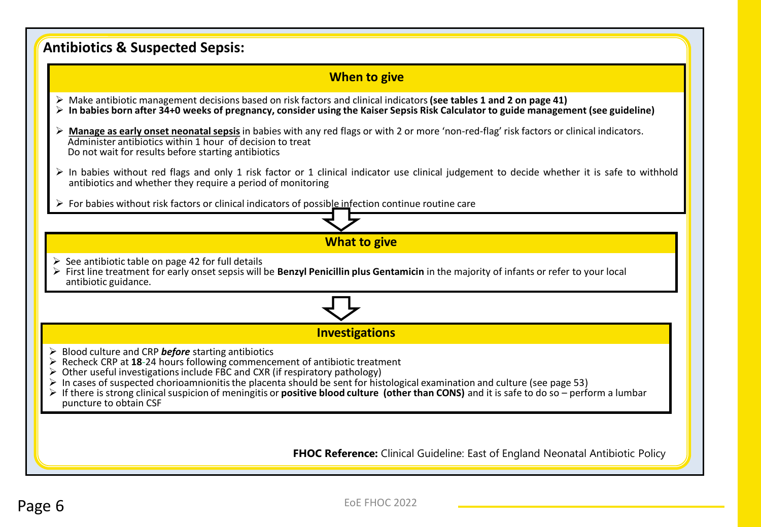## Antibiotics & Suspected Sepsis:

### When to give

- Make antibiotic management decisions based on risk factors and clinical indicators **(see tables 1 and 2 on page 41)**
- **In babies born after 34+0 weeks of pregnancy, consider using the Kaiser Sepsis Risk Calculator to guide management (see guideline)**
- **Manage as early onset neonatal sepsis** in babies with any red flags or with 2 or more 'non-red-flag' risk factors or clinical indicators. Administer antibiotics within 1 hour of decision to treat. Do not wait for results before starting antibiotics
- In babies without red flags and only 1 risk factor or 1 clinical indicator use clinical judgement to decide whether it is safe to withhold antibiotics and whether they require a period of monitoring
- For babies without risk factors or clinical indicators of possible infection continue routine care

### What to give

- See antibiotic table on page 42 for full details
- First line treatment for early onset sepsis will be **Benzyl Penicillin plus Gentamicin** in the majority of infants or refer to your local antibiotic guidance.

### Investigations

- Blood culture and CRP ***before*** starting antibiotics
- Recheck CRP at **18**-24 hours following commencement of antibiotic treatment
- Other useful investigations include FBC and CXR (if respiratory pathology)
- In cases of suspected chorioamnionitis the placenta should be sent for histological examination and culture (see page 53)
- If there is strong clinical suspicion of meningitis or **positive blood culture (other than CONS)** and it is safe to do so – perform a lumbar puncture to obtain CSF

**FHOC Reference:** Clinical Guideline: East of England Neonatal Antibiotic Policy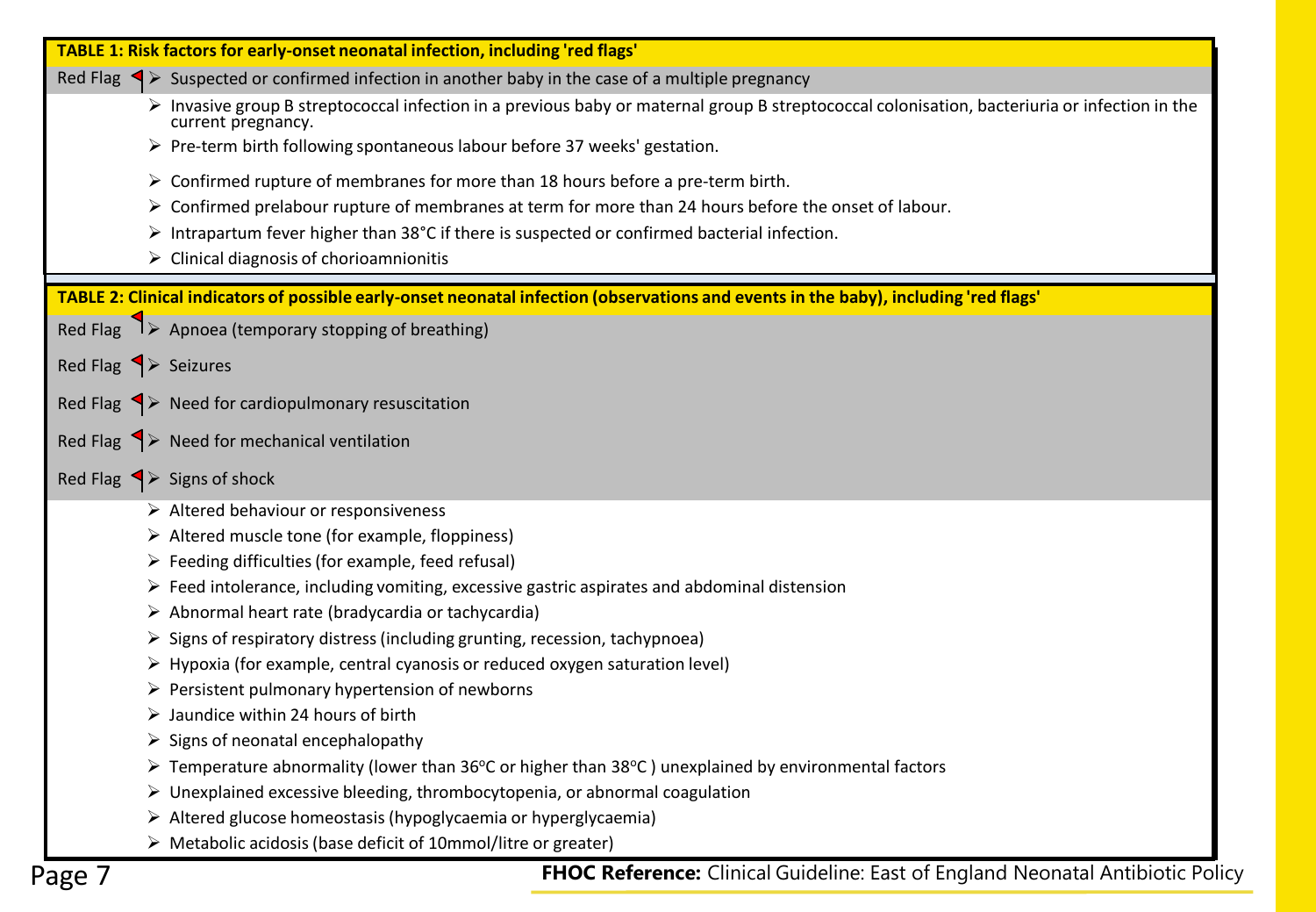**TABLE 1: Risk factors for early-onset neonatal infection, including 'red flags'**

- **Red Flag** – Suspected or confirmed infection in another baby in the case of a multiple pregnancy
- Invasive group B streptococcal infection in a previous baby or maternal group B streptococcal colonisation, bacteriuria or infection in the current pregnancy.
- Pre-term birth following spontaneous labour before 37 weeks' gestation.
- Confirmed rupture of membranes for more than 18 hours before a pre-term birth.
- Confirmed prelabour rupture of membranes at term for more than 24 hours before the onset of labour.
- Intrapartum fever higher than 38°C if there is suspected or confirmed bacterial infection.
- Clinical diagnosis of chorioamnionitis

**TABLE 2: Clinical indicators of possible early-onset neonatal infection (observations and events in the baby), including 'red flags'**

- **Red Flag** – Apnoea (temporary stopping of breathing)
- **Red Flag** – Seizures
- **Red Flag** – Need for cardiopulmonary resuscitation
- **Red Flag** – Need for mechanical ventilation
- **Red Flag** – Signs of shock
- Altered behaviour or responsiveness
- Altered muscle tone (for example, floppiness)
- Feeding difficulties (for example, feed refusal)
- Feed intolerance, including vomiting, excessive gastric aspirates and abdominal distension
- Abnormal heart rate (bradycardia or tachycardia)
- Signs of respiratory distress (including grunting, recession, tachypnoea)
- Hypoxia (for example, central cyanosis or reduced oxygen saturation level)
- Persistent pulmonary hypertension of newborns
- Jaundice within 24 hours of birth
- Signs of neonatal encephalopathy
- Temperature abnormality (lower than 36°C or higher than 38°C ) unexplained by environmental factors
- Unexplained excessive bleeding, thrombocytopenia, or abnormal coagulation
- Altered glucose homeostasis (hypoglycaemia or hyperglycaemia)
- Metabolic acidosis (base deficit of 10mmol/litre or greater)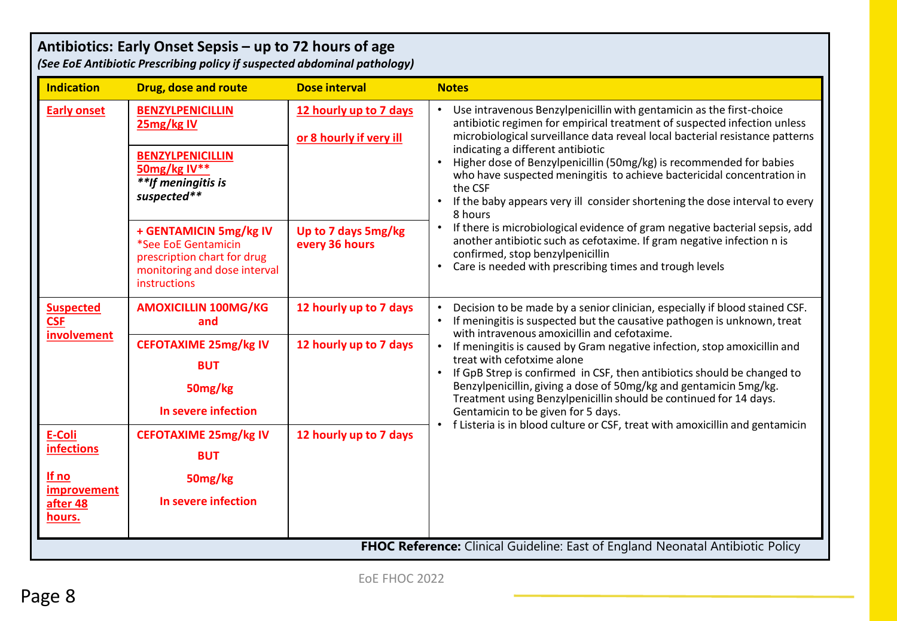## Antibiotics: Early Onset Sepsis – up to 72 hours of age

*(See EoE Antibiotic Prescribing policy if suspected abdominal pathology)*

| Indication | Drug, dose and route | Dose interval | Notes |
|---|---|---|---|
| **Early onset** | **BENZYLPENICILLIN 25mg/kg IV** | **12 hourly up to 7 days** or **8 hourly if very ill** | • Use intravenous Benzylpenicillin with gentamicin as the first-choice antibiotic regimen for empirical treatment of suspected infection unless microbiological surveillance data reveal local bacterial resistance patterns indicating a different antibiotic<br>• Higher dose of Benzylpenicillin (50mg/kg) is recommended for babies who have suspected meningitis to achieve bactericidal concentration in the CSF<br>• If the baby appears very ill consider shortening the dose interval to every 8 hours<br>• If there is microbiological evidence of gram negative bacterial sepsis, add another antibiotic such as cefotaxime. If gram negative infection n is confirmed, stop benzylpenicillin<br>• Care is needed with prescribing times and trough levels |
| | **BENZYLPENICILLIN 50mg/kg IV**** ***\*\*If meningitis is suspected\*\**** | | |
| | **+ GENTAMICIN 5mg/kg IV** *See EoE Gentamicin prescription chart for drug monitoring and dose interval instructions | **Up to 7 days 5mg/kg every 36 hours** | |
| **Suspected CSF involvement** | **AMOXICILLIN 100MG/KG and** | **12 hourly up to 7 days** | • Decision to be made by a senior clinician, especially if blood stained CSF.<br>• If meningitis is suspected but the causative pathogen is unknown, treat with intravenous amoxicillin and cefotaxime.<br>• If meningitis is caused by Gram negative infection, stop amoxicillin and treat with cefotxime alone<br>• If GpB Strep is confirmed in CSF, then antibiotics should be changed to Benzylpenicillin, giving a dose of 50mg/kg and gentamicin 5mg/kg. Treatment using Benzylpenicillin should be continued for 14 days. Gentamicin to be given for 5 days.<br>• f Listeria is in blood culture or CSF, treat with amoxicillin and gentamicin |
| | **CEFOTAXIME 25mg/kg IV BUT 50mg/kg In severe infection** | **12 hourly up to 7 days** | |
| **E-Coli infections**<br><br>**If no improvement after 48 hours.** | **CEFOTAXIME 25mg/kg IV BUT 50mg/kg In severe infection** | **12 hourly up to 7 days** | |

**FHOC Reference:** Clinical Guideline: East of England Neonatal Antibiotic Policy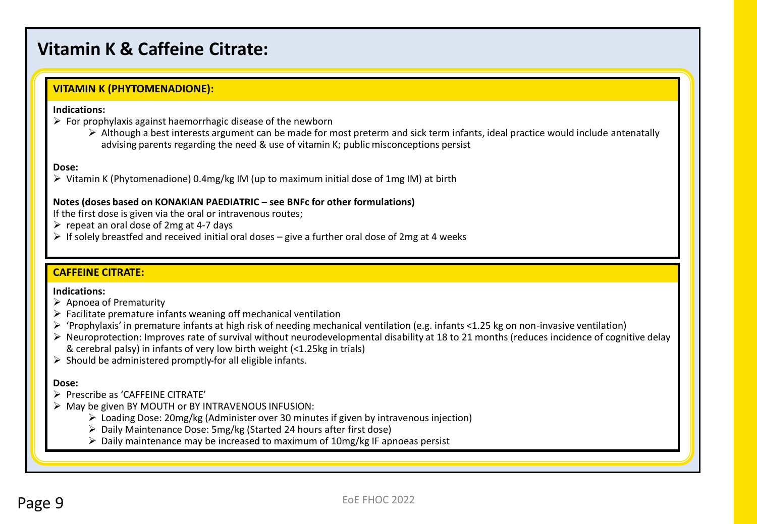# Vitamin K & Caffeine Citrate:

## VITAMIN K (PHYTOMENADIONE):

**Indications:**

- For prophylaxis against haemorrhagic disease of the newborn
  - Although a best interests argument can be made for most preterm and sick term infants, ideal practice would include antenatally advising parents regarding the need & use of vitamin K; public misconceptions persist

**Dose:**

- Vitamin K (Phytomenadione) 0.4mg/kg IM (up to maximum initial dose of 1mg IM) at birth

**Notes (doses based on KONAKIAN PAEDIATRIC – see BNFc for other formulations)**

If the first dose is given via the oral or intravenous routes;

- repeat an oral dose of 2mg at 4-7 days
- If solely breastfed and received initial oral doses – give a further oral dose of 2mg at 4 weeks

## CAFFEINE CITRATE:

**Indications:**

- Apnoea of Prematurity
- Facilitate premature infants weaning off mechanical ventilation
- 'Prophylaxis' in premature infants at high risk of needing mechanical ventilation (e.g. infants <1.25 kg on non-invasive ventilation)
- Neuroprotection: Improves rate of survival without neurodevelopmental disability at 18 to 21 months (reduces incidence of cognitive delay & cerebral palsy) in infants of very low birth weight (<1.25kg in trials)
- Should be administered promptly-for all eligible infants.

**Dose:**

- Prescribe as 'CAFFEINE CITRATE'
- May be given BY MOUTH or BY INTRAVENOUS INFUSION:
  - Loading Dose: 20mg/kg (Administer over 30 minutes if given by intravenous injection)
  - Daily Maintenance Dose: 5mg/kg (Started 24 hours after first dose)
  - Daily maintenance may be increased to maximum of 10mg/kg IF apnoeas persist